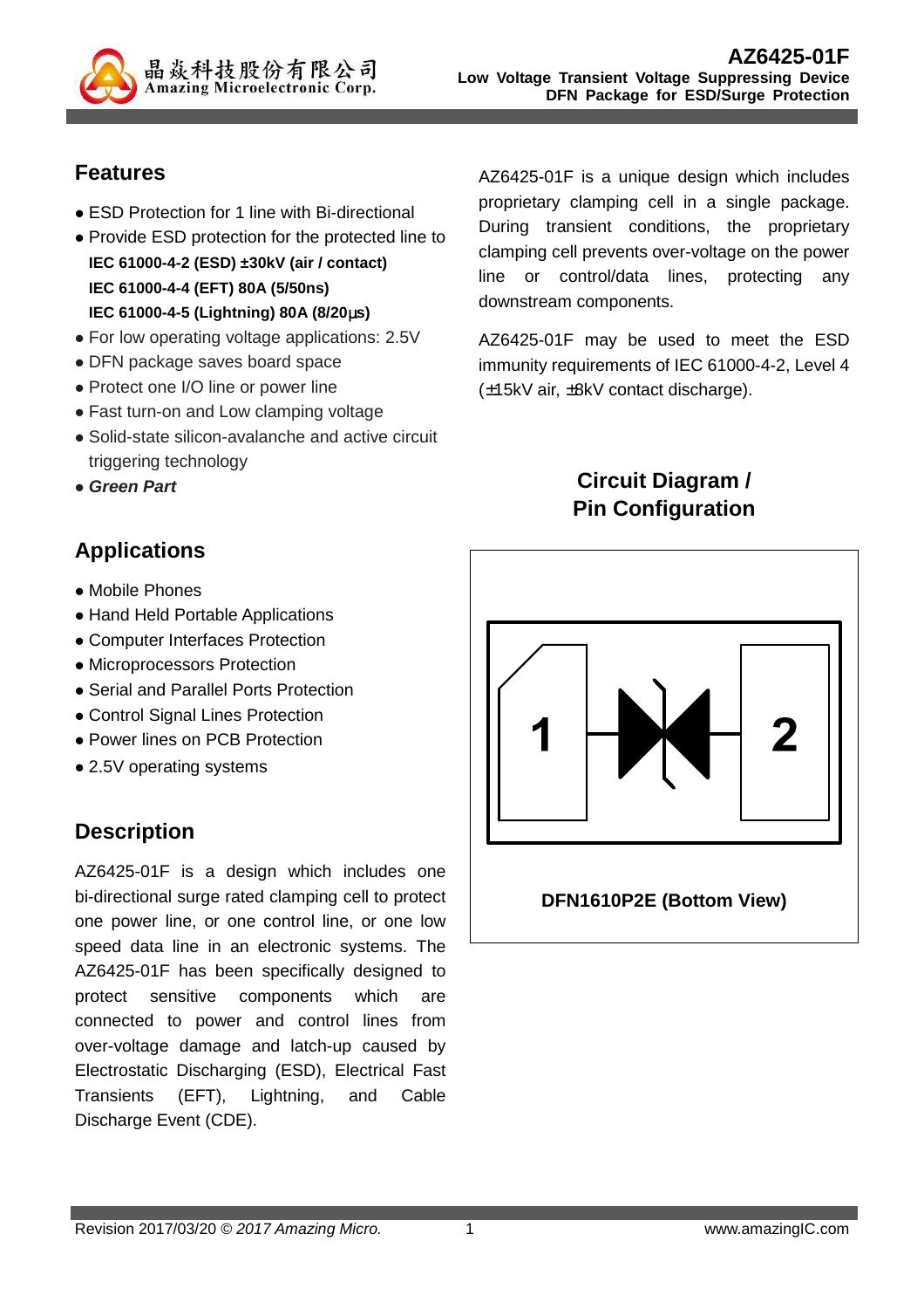# AZ6425-01F

**Low Voltage Transient Voltage Suppressing Device**
**DFN Package for ESD/Surge Protection**

## Features

- ESD Protection for 1 line with Bi-directional
- Provide ESD protection for the protected line to
  **IEC 61000-4-2 (ESD) ±30kV (air / contact)**
  **IEC 61000-4-4 (EFT) 80A (5/50ns)**
  **IEC 61000-4-5 (Lightning) 80A (8/20μs)**
- For low operating voltage applications: 2.5V
- DFN package saves board space
- Protect one I/O line or power line
- Fast turn-on and Low clamping voltage
- Solid-state silicon-avalanche and active circuit triggering technology
- ***Green Part***

## Applications

- Mobile Phones
- Hand Held Portable Applications
- Computer Interfaces Protection
- Microprocessors Protection
- Serial and Parallel Ports Protection
- Control Signal Lines Protection
- Power lines on PCB Protection
- 2.5V operating systems

## Description

AZ6425-01F is a design which includes one bi-directional surge rated clamping cell to protect one power line, or one control line, or one low speed data line in an electronic systems. The AZ6425-01F has been specifically designed to protect sensitive components which are connected to power and control lines from over-voltage damage and latch-up caused by Electrostatic Discharging (ESD), Electrical Fast Transients (EFT), Lightning, and Cable Discharge Event (CDE).

AZ6425-01F is a unique design which includes proprietary clamping cell in a single package. During transient conditions, the proprietary clamping cell prevents over-voltage on the power line or control/data lines, protecting any downstream components.

AZ6425-01F may be used to meet the ESD immunity requirements of IEC 61000-4-2, Level 4 (±15kV air, ±8kV contact discharge).

## Circuit Diagram / Pin Configuration

1 2

**DFN1610P2E (Bottom View)**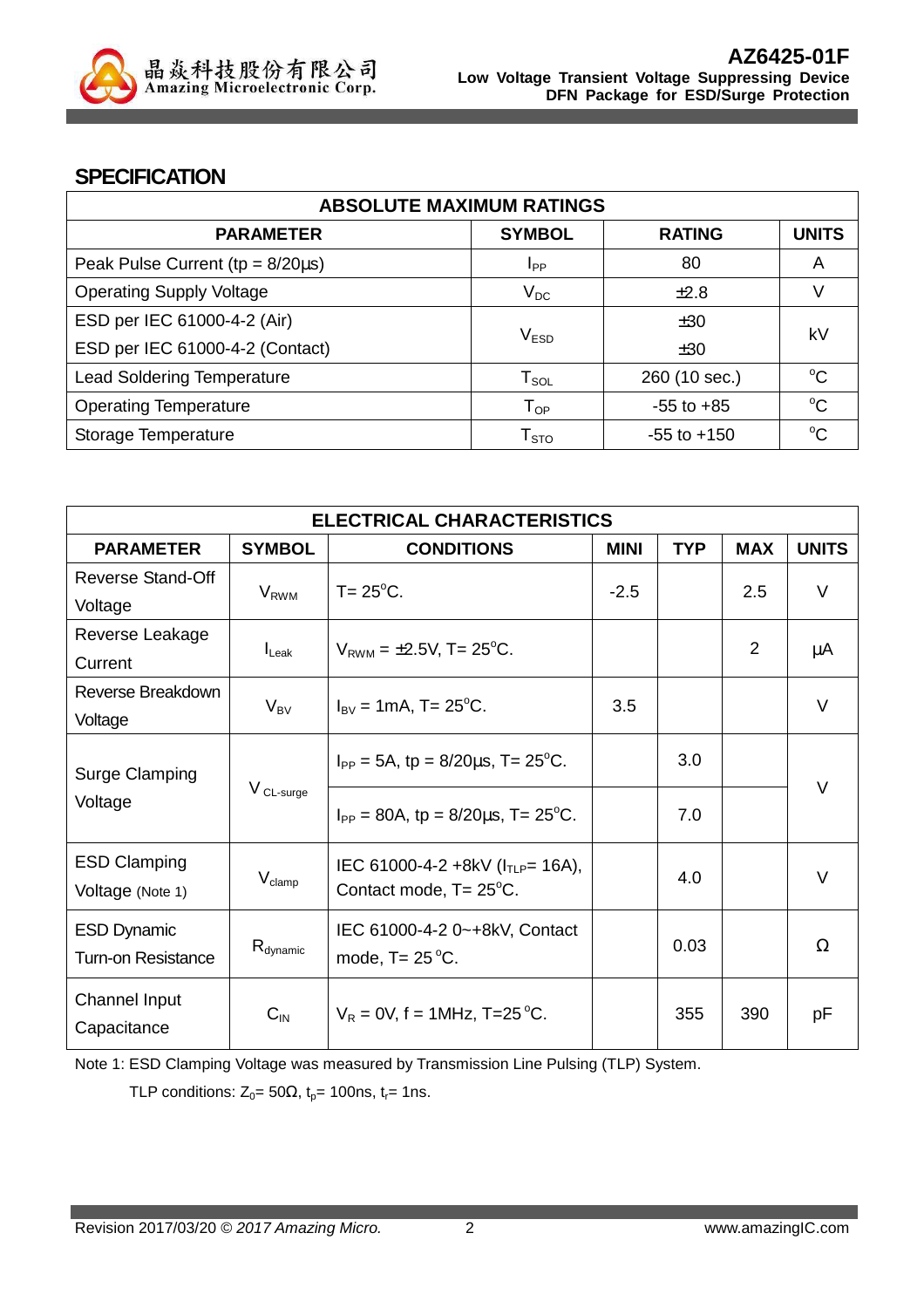## SPECIFICATION

| ABSOLUTE MAXIMUM RATINGS | | | |
|---|---|---|---|
| **PARAMETER** | **SYMBOL** | **RATING** | **UNITS** |
| Peak Pulse Current (tp = 8/20μs) | $I_{PP}$ | 80 | A |
| Operating Supply Voltage | $V_{DC}$ | ±2.8 | V |
| ESD per IEC 61000-4-2 (Air) | $V_{ESD}$ | ±30 | kV |
| ESD per IEC 61000-4-2 (Contact) | | ±30 | |
| Lead Soldering Temperature | $T_{SOL}$ | 260 (10 sec.) | °C |
| Operating Temperature | $T_{OP}$ | -55 to +85 | °C |
| Storage Temperature | $T_{STO}$ | -55 to +150 | °C |

| ELECTRICAL CHARACTERISTICS | | | | | | |
|---|---|---|---|---|---|---|
| **PARAMETER** | **SYMBOL** | **CONDITIONS** | **MINI** | **TYP** | **MAX** | **UNITS** |
| Reverse Stand-Off Voltage | $V_{RWM}$ | T= 25°C. | -2.5 | | 2.5 | V |
| Reverse Leakage Current | $I_{Leak}$ | $V_{RWM}$ = ±2.5V, T= 25°C. | | | 2 | μA |
| Reverse Breakdown Voltage | $V_{BV}$ | $I_{BV}$ = 1mA, T= 25°C. | 3.5 | | | V |
| Surge Clamping Voltage | $V_{CL\text{-}surge}$ | $I_{PP}$ = 5A, tp = 8/20μs, T= 25°C. | | 3.0 | | V |
| | | $I_{PP}$ = 80A, tp = 8/20μs, T= 25°C. | | 7.0 | | |
| ESD Clamping Voltage (Note 1) | $V_{clamp}$ | IEC 61000-4-2 +8kV ($I_{TLP}$= 16A), Contact mode, T= 25°C. | | 4.0 | | V |
| ESD Dynamic Turn-on Resistance | $R_{dynamic}$ | IEC 61000-4-2 0~+8kV, Contact mode, T= 25 °C. | | 0.03 | | Ω |
| Channel Input Capacitance | $C_{IN}$ | $V_R$ = 0V, f = 1MHz, T=25 °C. | | 355 | 390 | pF |

Note 1: ESD Clamping Voltage was measured by Transmission Line Pulsing (TLP) System.

TLP conditions: $Z_0$= 50Ω, $t_p$= 100ns, $t_r$= 1ns.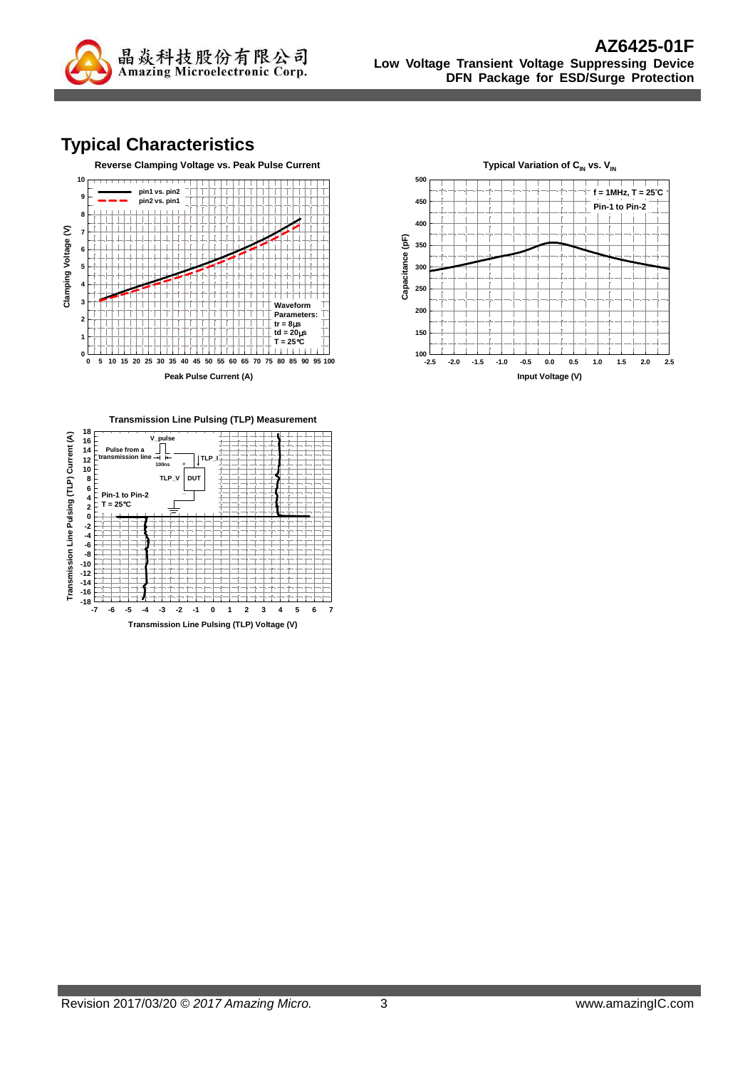# Typical Characteristics

**Reverse Clamping Voltage vs. Peak Pulse Current**

- pin1 vs. pin2
- pin2 vs. pin1

Waveform Parameters:
tr = 8μs
td = 20μs
T = 25℃

Clamping Voltage (V)

Peak Pulse Current (A)

**Typical Variation of $C_{IN}$ vs. $V_{IN}$**

f = 1MHz, T = 25℃
Pin-1 to Pin-2

Capacitance (pF)

Input Voltage (V)

**Transmission Line Pulsing (TLP) Measurement**

V_pulse
Pulse from a transmission line
100ns
TLP_I
TLP_V
DUT

Pin-1 to Pin-2
T = 25℃

Transmission Line Pulsing (TLP) Current (A)

Transmission Line Pulsing (TLP) Voltage (V)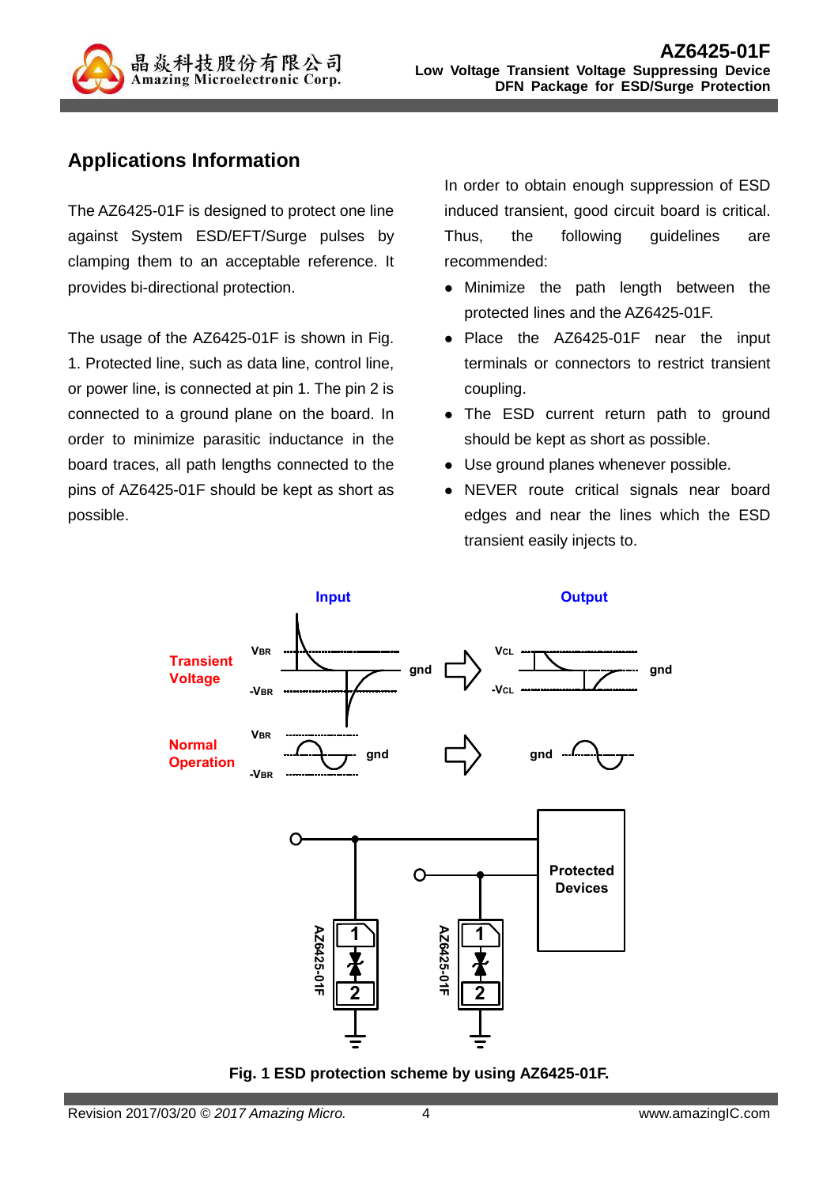## Applications Information

The AZ6425-01F is designed to protect one line against System ESD/EFT/Surge pulses by clamping them to an acceptable reference. It provides bi-directional protection.

The usage of the AZ6425-01F is shown in Fig. 1. Protected line, such as data line, control line, or power line, is connected at pin 1. The pin 2 is connected to a ground plane on the board. In order to minimize parasitic inductance in the board traces, all path lengths connected to the pins of AZ6425-01F should be kept as short as possible.

In order to obtain enough suppression of ESD induced transient, good circuit board is critical. Thus, the following guidelines are recommended:

- Minimize the path length between the protected lines and the AZ6425-01F.
- Place the AZ6425-01F near the input terminals or connectors to restrict transient coupling.
- The ESD current return path to ground should be kept as short as possible.
- Use ground planes whenever possible.
- NEVER route critical signals near board edges and near the lines which the ESD transient easily injects to.

**Fig. 1 ESD protection scheme by using AZ6425-01F.**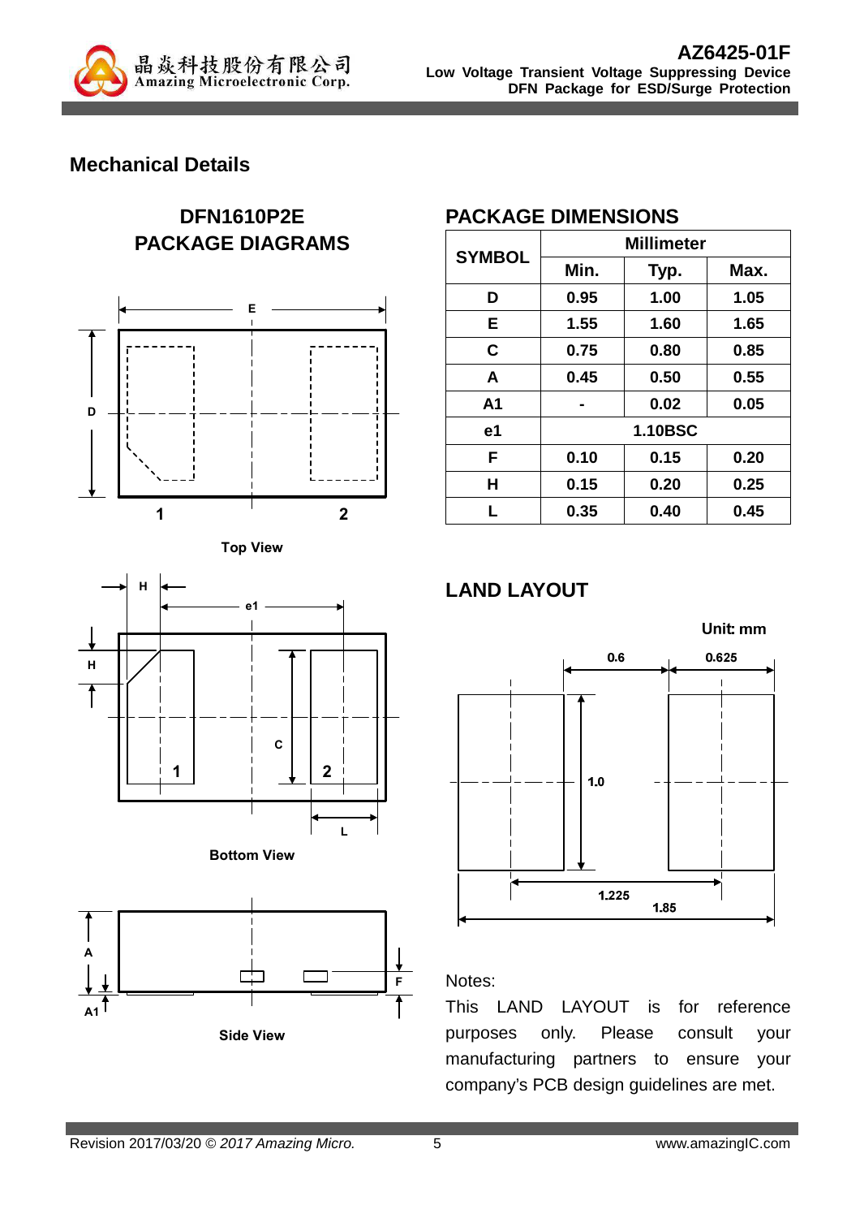## Mechanical Details

### DFN1610P2E PACKAGE DIAGRAMS

Top View

Bottom View

Side View

### PACKAGE DIMENSIONS

| SYMBOL | Millimeter | | |
|---|---|---|---|
| | Min. | Typ. | Max. |
| D | 0.95 | 1.00 | 1.05 |
| E | 1.55 | 1.60 | 1.65 |
| C | 0.75 | 0.80 | 0.85 |
| A | 0.45 | 0.50 | 0.55 |
| A1 | - | 0.02 | 0.05 |
| e1 | 1.10BSC | | |
| F | 0.10 | 0.15 | 0.20 |
| H | 0.15 | 0.20 | 0.25 |
| L | 0.35 | 0.40 | 0.45 |

### LAND LAYOUT

Unit: mm

Notes:

This LAND LAYOUT is for reference purposes only. Please consult your manufacturing partners to ensure your company's PCB design guidelines are met.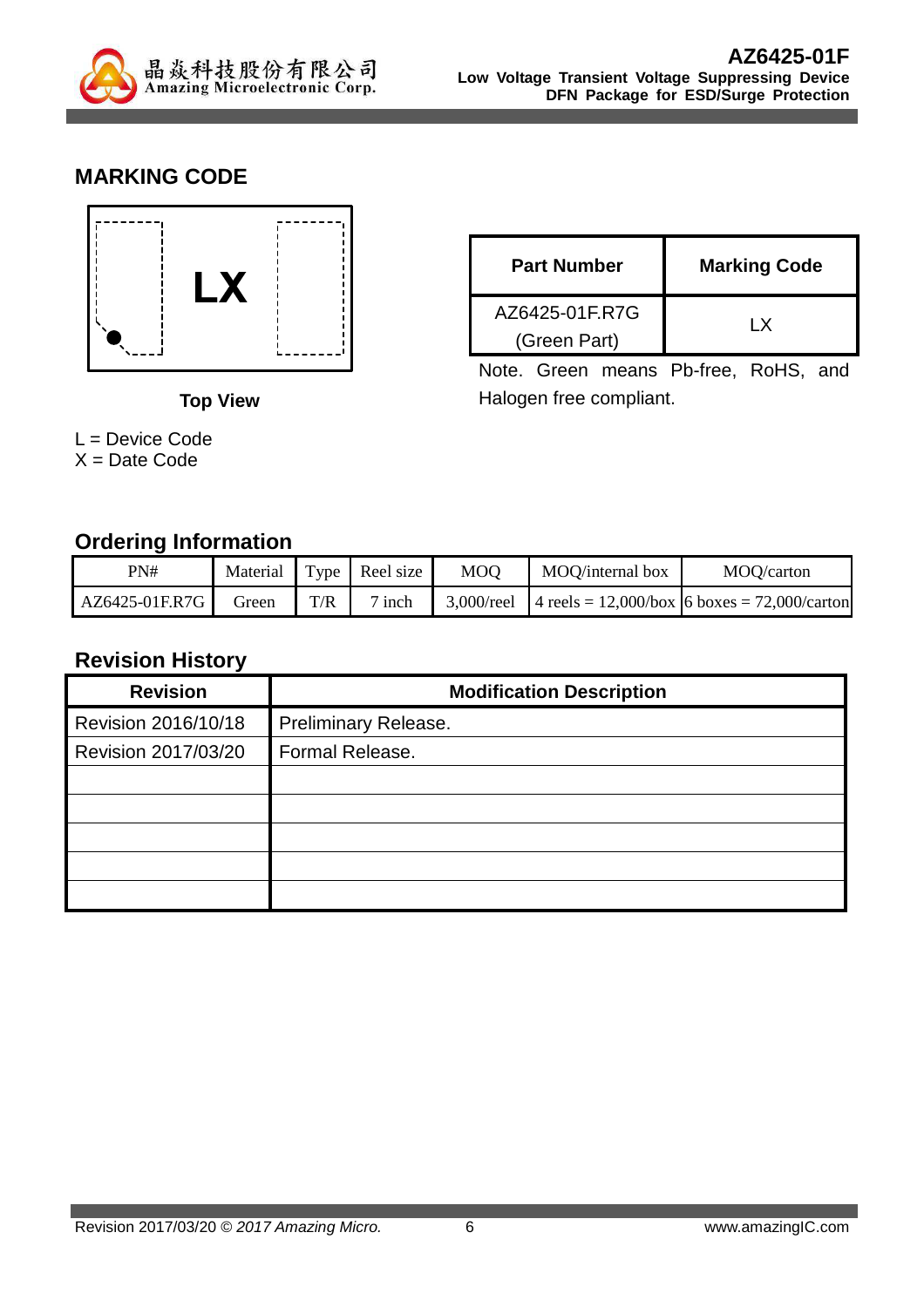## MARKING CODE

LX

**Top View**

L = Device Code
X = Date Code

| Part Number | Marking Code |
|---|---|
| AZ6425-01F.R7G (Green Part) | LX |

Note. Green means Pb-free, RoHS, and Halogen free compliant.

## Ordering Information

| PN# | Material | Type | Reel size | MOQ | MOQ/internal box | MOQ/carton |
|---|---|---|---|---|---|---|
| AZ6425-01F.R7G | Green | T/R | 7 inch | 3,000/reel | 4 reels = 12,000/box | 6 boxes = 72,000/carton |

## Revision History

| Revision | Modification Description |
|---|---|
| Revision 2016/10/18 | Preliminary Release. |
| Revision 2017/03/20 | Formal Release. |
| | |
| | |
| | |
| | |
| | |